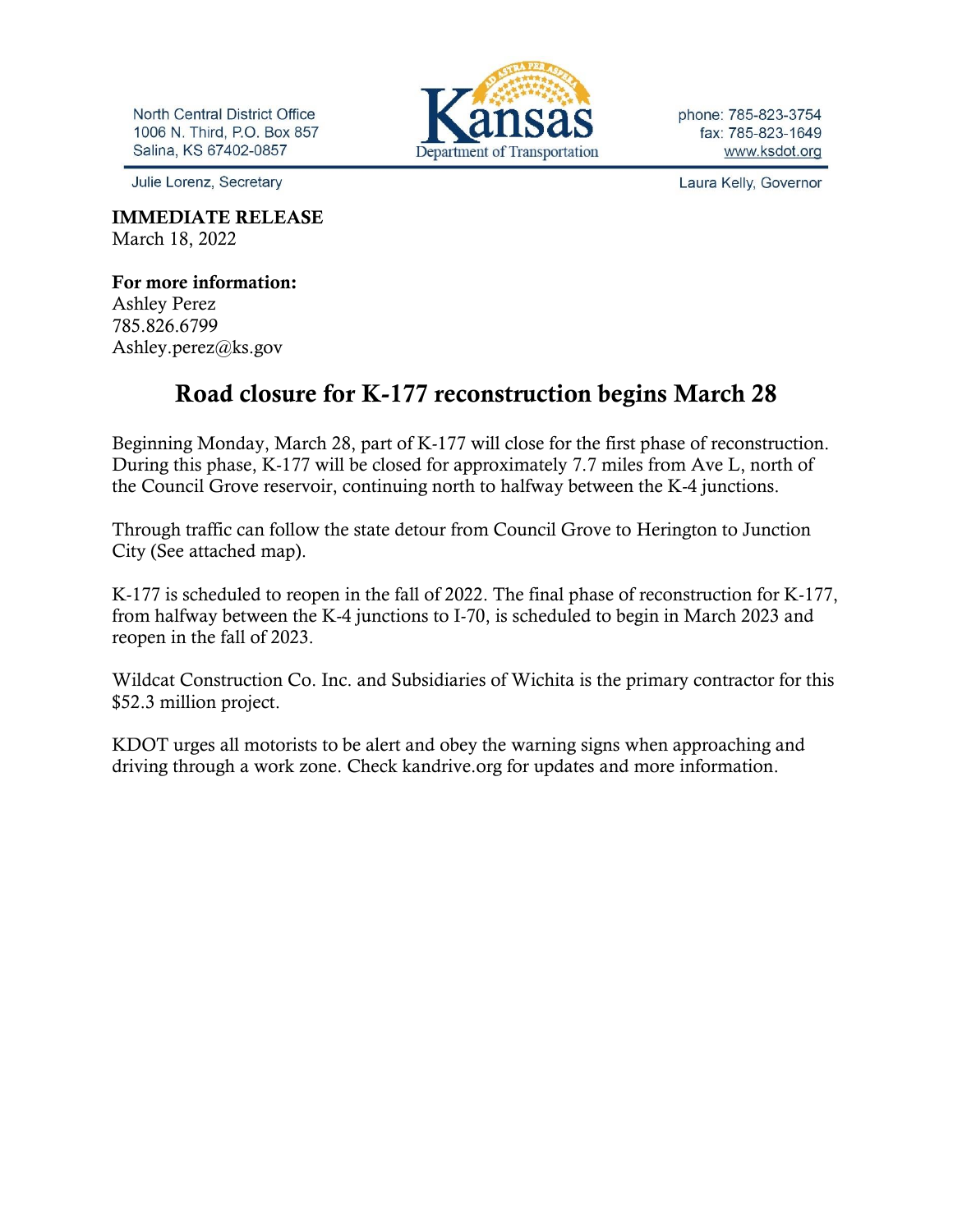North Central District Office
1006 N. Third, P.O. Box 857
Salina, KS 67402-0857

Kansas Department of Transportation

phone: 785-823-3754
fax: 785-823-1649
www.ksdot.org

Julie Lorenz, Secretary

Laura Kelly, Governor

**IMMEDIATE RELEASE**
March 18, 2022

**For more information:**
Ashley Perez
785.826.6799
Ashley.perez@ks.gov

# Road closure for K-177 reconstruction begins March 28

Beginning Monday, March 28, part of K-177 will close for the first phase of reconstruction. During this phase, K-177 will be closed for approximately 7.7 miles from Ave L, north of the Council Grove reservoir, continuing north to halfway between the K-4 junctions.

Through traffic can follow the state detour from Council Grove to Herington to Junction City (See attached map).

K-177 is scheduled to reopen in the fall of 2022. The final phase of reconstruction for K-177, from halfway between the K-4 junctions to I-70, is scheduled to begin in March 2023 and reopen in the fall of 2023.

Wildcat Construction Co. Inc. and Subsidiaries of Wichita is the primary contractor for this $52.3 million project.

KDOT urges all motorists to be alert and obey the warning signs when approaching and driving through a work zone. Check kandrive.org for updates and more information.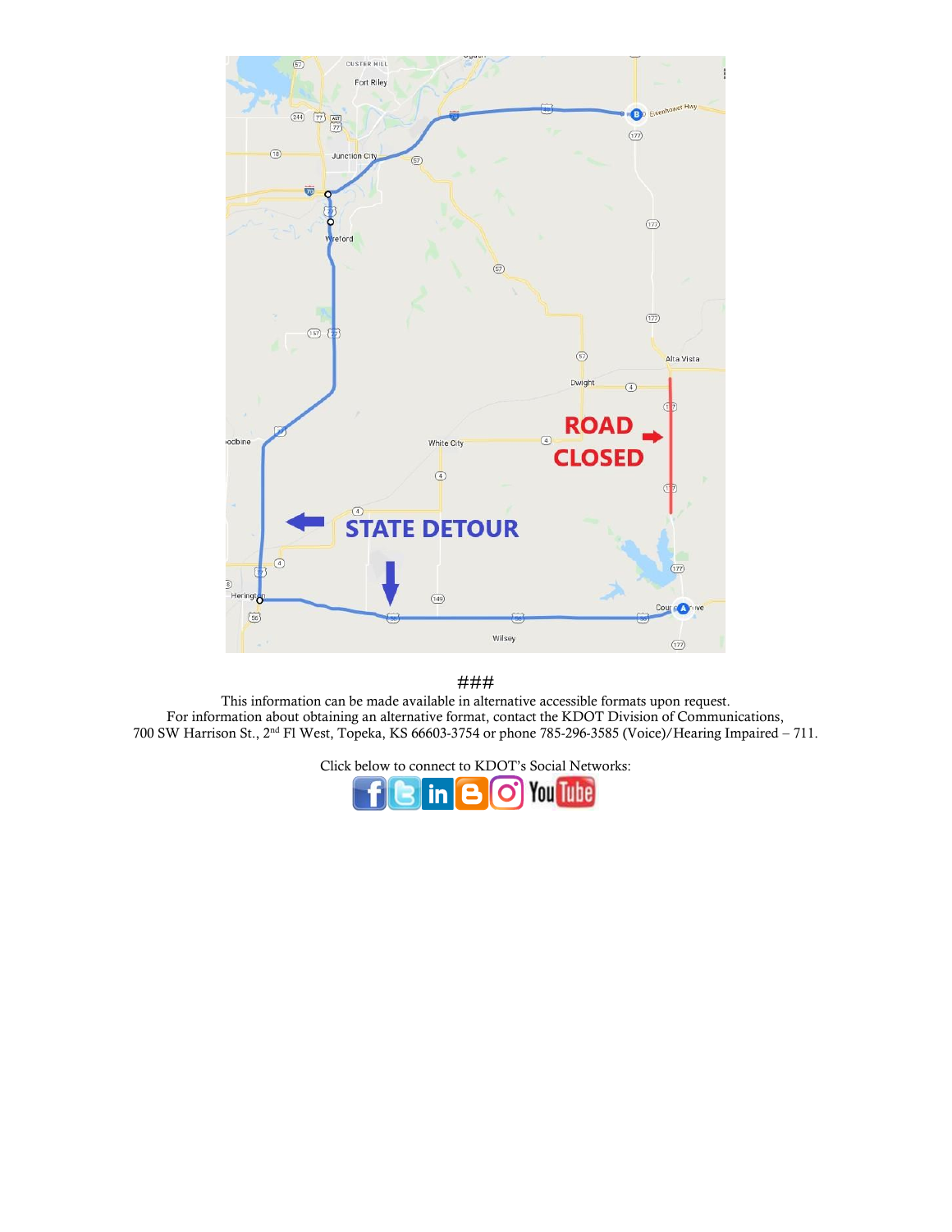ROAD CLOSED

STATE DETOUR

###

This information can be made available in alternative accessible formats upon request.
For information about obtaining an alternative format, contact the KDOT Division of Communications,
700 SW Harrison St., 2nd Fl West, Topeka, KS 66603-3754 or phone 785-296-3585 (Voice)/Hearing Impaired – 711.

Click below to connect to KDOT's Social Networks: